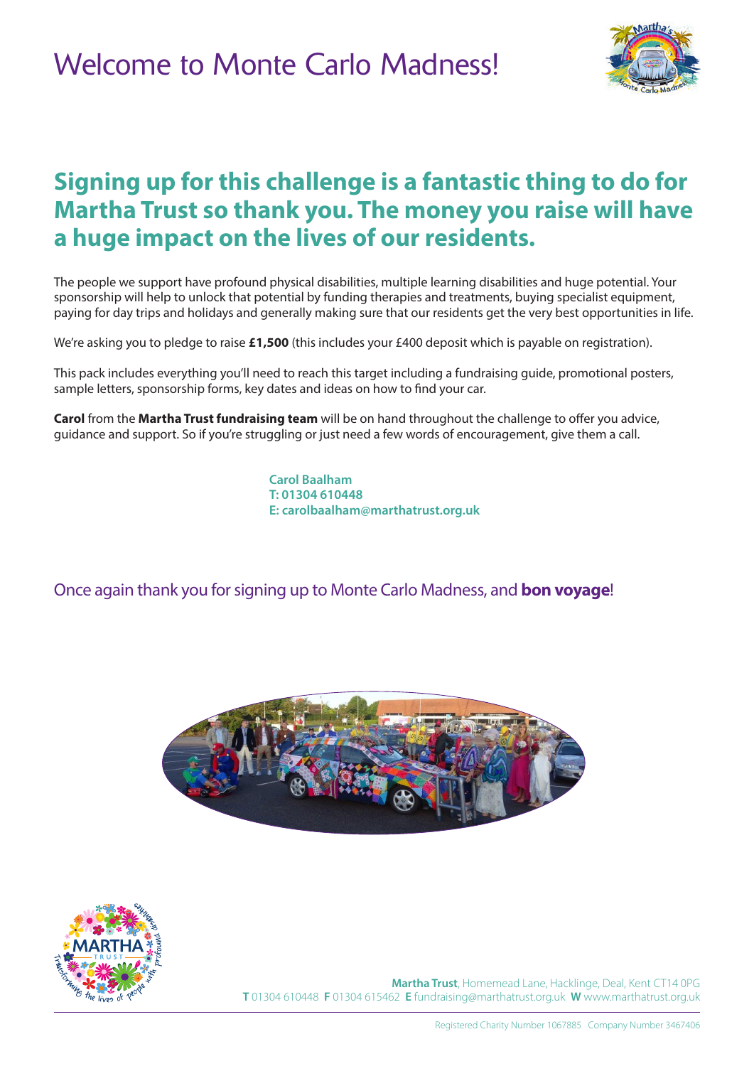# Welcome to Monte Carlo Madness!

## Signing up for this challenge is a fantastic thing to do for Martha Trust so thank you. The money you raise will have a huge impact on the lives of our residents.

The people we support have profound physical disabilities, multiple learning disabilities and huge potential. Your sponsorship will help to unlock that potential by funding therapies and treatments, buying specialist equipment, paying for day trips and holidays and generally making sure that our residents get the very best opportunities in life.

We're asking you to pledge to raise **£1,500** (this includes your £400 deposit which is payable on registration).

This pack includes everything you'll need to reach this target including a fundraising guide, promotional posters, sample letters, sponsorship forms, key dates and ideas on how to find your car.

**Carol** from the **Martha Trust fundraising team** will be on hand throughout the challenge to offer you advice, guidance and support. So if you're struggling or just need a few words of encouragement, give them a call.

**Carol Baalham**
**T: 01304 610448**
**E: carolbaalham@marthatrust.org.uk**

Once again thank you for signing up to Monte Carlo Madness, and **bon voyage**!

**Martha Trust**, Homemead Lane, Hacklinge, Deal, Kent CT14 0PG
**T** 01304 610448 **F** 01304 615462 **E** fundraising@marthatrust.org.uk **W** www.marthatrust.org.uk

Registered Charity Number 1067885 Company Number 3467406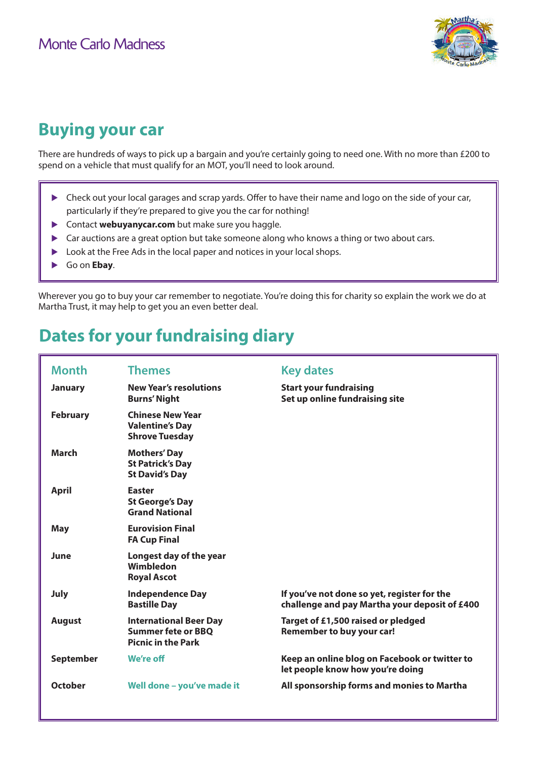## Buying your car

There are hundreds of ways to pick up a bargain and you're certainly going to need one. With no more than £200 to spend on a vehicle that must qualify for an MOT, you'll need to look around.

- Check out your local garages and scrap yards. Offer to have their name and logo on the side of your car, particularly if they're prepared to give you the car for nothing!
- Contact **webuyanycar.com** but make sure you haggle.
- Car auctions are a great option but take someone along who knows a thing or two about cars.
- Look at the Free Ads in the local paper and notices in your local shops.
- Go on **Ebay**.

Wherever you go to buy your car remember to negotiate. You're doing this for charity so explain the work we do at Martha Trust, it may help to get you an even better deal.

## Dates for your fundraising diary

| Month | Themes | Key dates |
|---|---|---|
| **January** | **New Year's resolutions**<br>**Burns' Night** | **Start your fundraising**<br>**Set up online fundraising site** |
| **February** | **Chinese New Year**<br>**Valentine's Day**<br>**Shrove Tuesday** | |
| **March** | **Mothers' Day**<br>**St Patrick's Day**<br>**St David's Day** | |
| **April** | **Easter**<br>**St George's Day**<br>**Grand National** | |
| **May** | **Eurovision Final**<br>**FA Cup Final** | |
| **June** | **Longest day of the year**<br>**Wimbledon**<br>**Royal Ascot** | |
| **July** | **Independence Day**<br>**Bastille Day** | **If you've not done so yet, register for the challenge and pay Martha your deposit of £400** |
| **August** | **International Beer Day**<br>**Summer fete or BBQ**<br>**Picnic in the Park** | **Target of £1,500 raised or pledged**<br>**Remember to buy your car!** |
| **September** | **We're off** | **Keep an online blog on Facebook or twitter to let people know how you're doing** |
| **October** | **Well done – you've made it** | **All sponsorship forms and monies to Martha** |